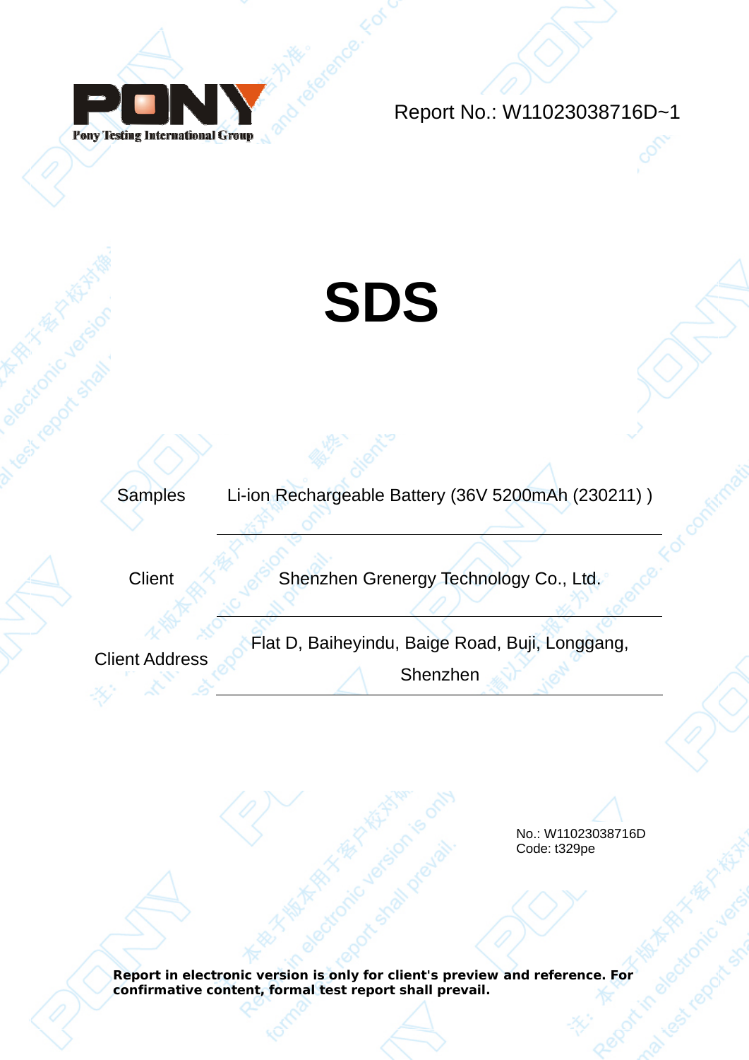Pony Testing International Group

Report No.: W11023038716D~1

# SDS

| | |
|---|---|
| Samples | Li-ion Rechargeable Battery (36V 5200mAh (230211) ) |
| Client | Shenzhen Grenergy Technology Co., Ltd. |
| Client Address | Flat D, Baiheyindu, Baige Road, Buji, Longgang, Shenzhen |

No.: W11023038716D
Code: t329pe

**Report in electronic version is only for client's preview and reference. For confirmative content, formal test report shall prevail.**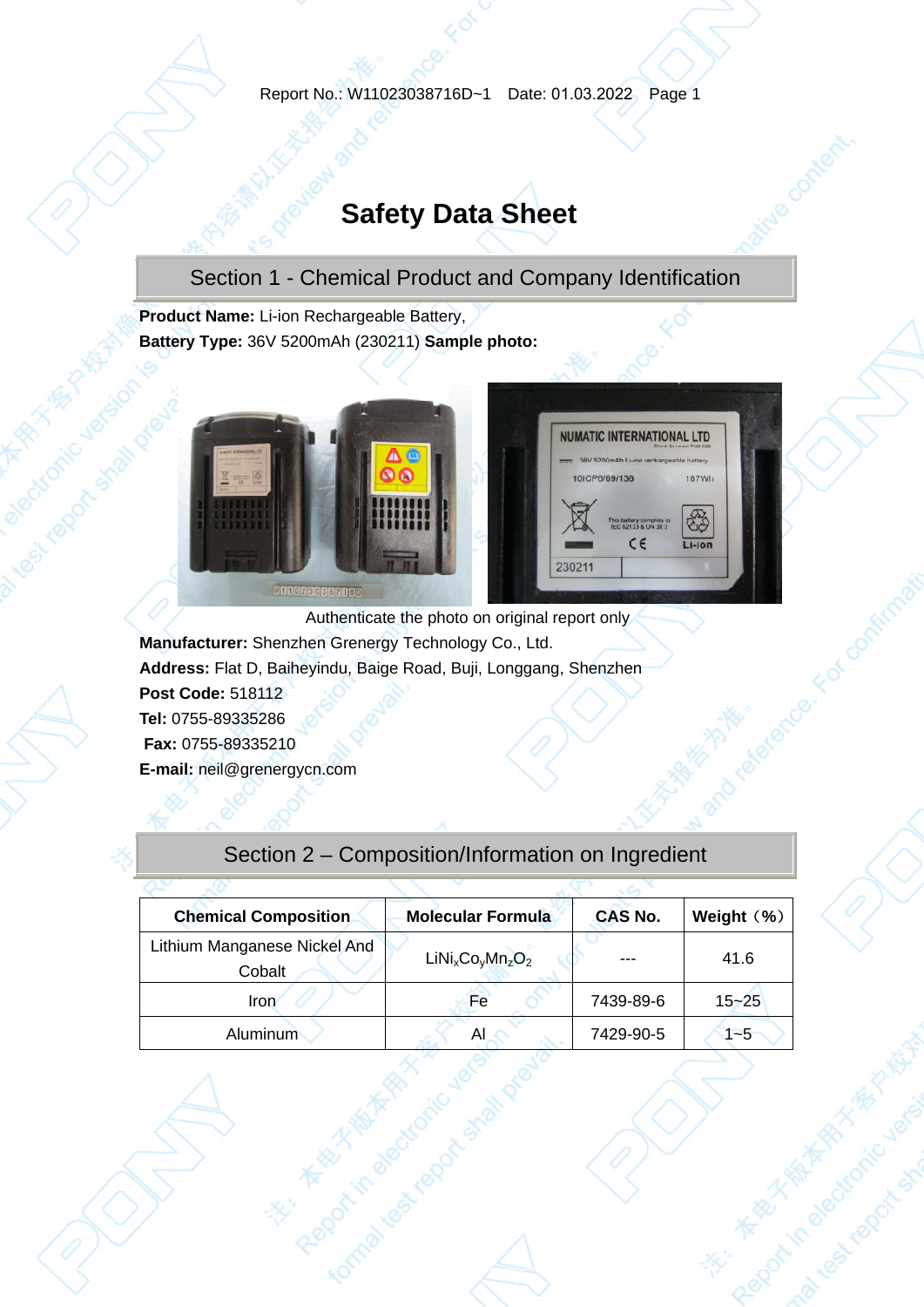# Safety Data Sheet

## Section 1 - Chemical Product and Company Identification

**Product Name:** Li-ion Rechargeable Battery,

**Battery Type:** 36V 5200mAh (230211) **Sample photo:**

Authenticate the photo on original report only

**Manufacturer:** Shenzhen Grenergy Technology Co., Ltd.

**Address:** Flat D, Baiheyindu, Baige Road, Buji, Longgang, Shenzhen

**Post Code:** 518112

**Tel:** 0755-89335286

**Fax:** 0755-89335210

**E-mail:** neil@grenergycn.com

## Section 2 – Composition/Information on Ingredient

| Chemical Composition | Molecular Formula | CAS No. | Weight（%） |
|---|---|---|---|
| Lithium Manganese Nickel And Cobalt | $LiNi_xCo_yMn_zO_2$ | --- | 41.6 |
| Iron | Fe | 7439-89-6 | 15~25 |
| Aluminum | Al | 7429-90-5 | 1~5 |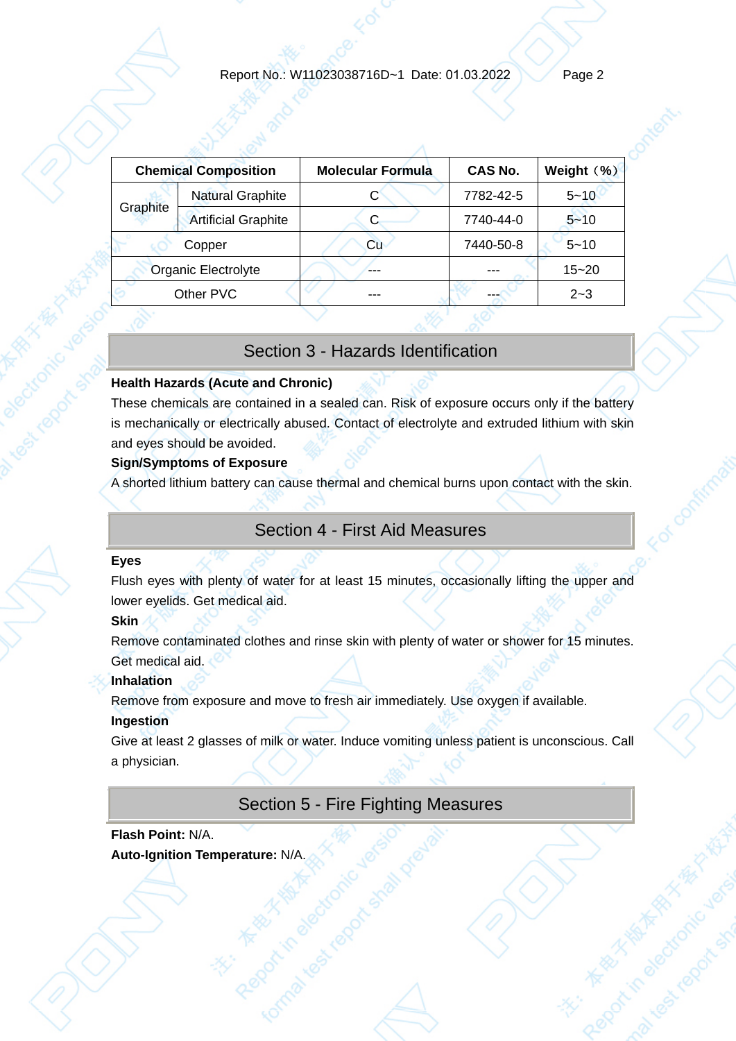| Chemical Composition | | Molecular Formula | CAS No. | Weight（%） |
|---|---|---|---|---|
| Graphite | Natural Graphite | C | 7782-42-5 | 5~10 |
| | Artificial Graphite | C | 7740-44-0 | 5~10 |
| Copper | | Cu | 7440-50-8 | 5~10 |
| Organic Electrolyte | | --- | --- | 15~20 |
| Other PVC | | --- | --- | 2~3 |

## Section 3 - Hazards Identification

**Health Hazards (Acute and Chronic)**

These chemicals are contained in a sealed can. Risk of exposure occurs only if the battery is mechanically or electrically abused. Contact of electrolyte and extruded lithium with skin and eyes should be avoided.

**Sign/Symptoms of Exposure**

A shorted lithium battery can cause thermal and chemical burns upon contact with the skin.

## Section 4 - First Aid Measures

**Eyes**

Flush eyes with plenty of water for at least 15 minutes, occasionally lifting the upper and lower eyelids. Get medical aid.

**Skin**

Remove contaminated clothes and rinse skin with plenty of water or shower for 15 minutes. Get medical aid.

**Inhalation**

Remove from exposure and move to fresh air immediately. Use oxygen if available.

**Ingestion**

Give at least 2 glasses of milk or water. Induce vomiting unless patient is unconscious. Call a physician.

## Section 5 - Fire Fighting Measures

**Flash Point:** N/A.

**Auto-Ignition Temperature:** N/A.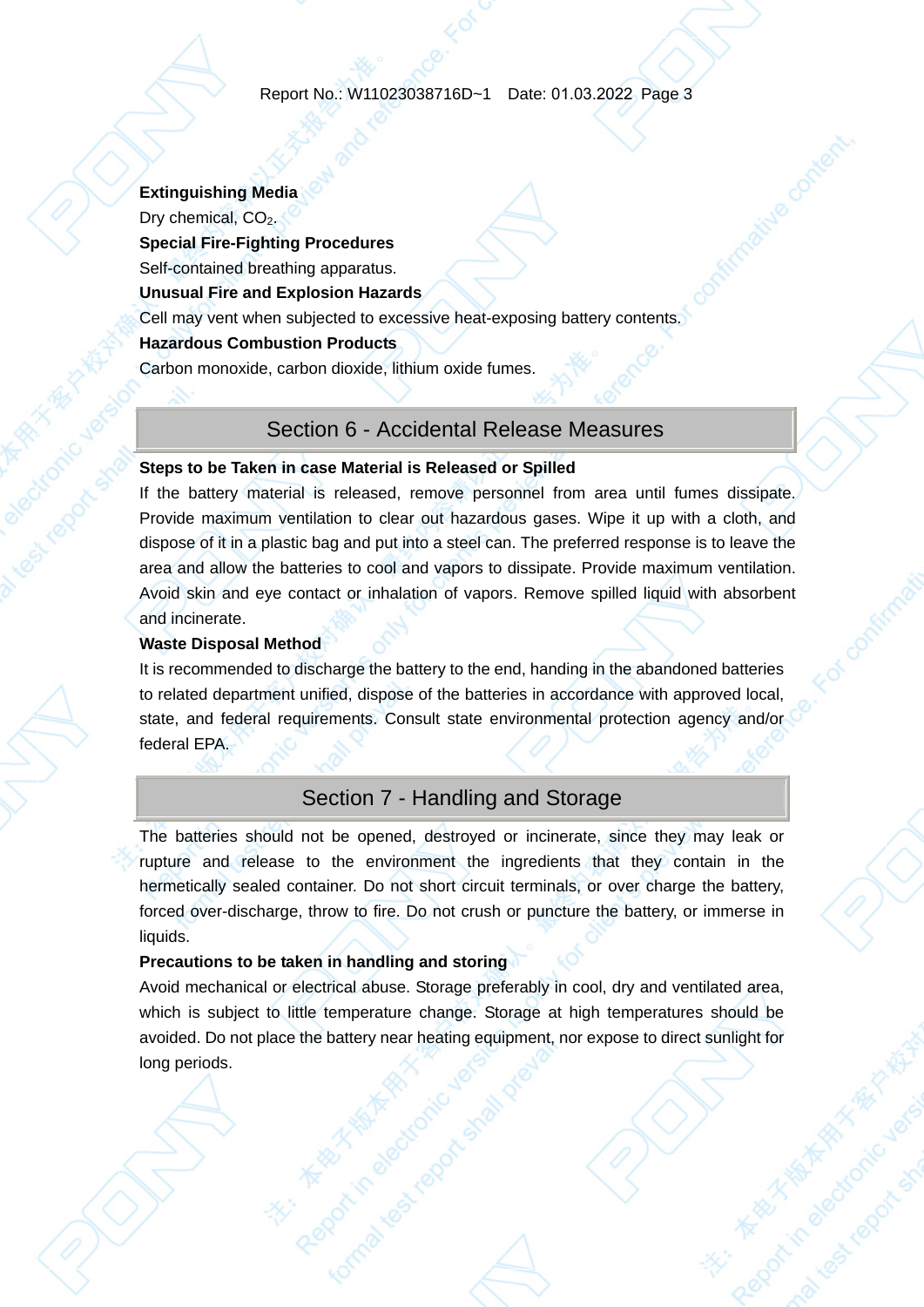**Extinguishing Media**

Dry chemical, $CO_2$.

**Special Fire-Fighting Procedures**

Self-contained breathing apparatus.

**Unusual Fire and Explosion Hazards**

Cell may vent when subjected to excessive heat-exposing battery contents.

**Hazardous Combustion Products**

Carbon monoxide, carbon dioxide, lithium oxide fumes.

## Section 6 - Accidental Release Measures

**Steps to be Taken in case Material is Released or Spilled**

If the battery material is released, remove personnel from area until fumes dissipate. Provide maximum ventilation to clear out hazardous gases. Wipe it up with a cloth, and dispose of it in a plastic bag and put into a steel can. The preferred response is to leave the area and allow the batteries to cool and vapors to dissipate. Provide maximum ventilation. Avoid skin and eye contact or inhalation of vapors. Remove spilled liquid with absorbent and incinerate.

**Waste Disposal Method**

It is recommended to discharge the battery to the end, handing in the abandoned batteries to related department unified, dispose of the batteries in accordance with approved local, state, and federal requirements. Consult state environmental protection agency and/or federal EPA.

## Section 7 - Handling and Storage

The batteries should not be opened, destroyed or incinerate, since they may leak or rupture and release to the environment the ingredients that they contain in the hermetically sealed container. Do not short circuit terminals, or over charge the battery, forced over-discharge, throw to fire. Do not crush or puncture the battery, or immerse in liquids.

**Precautions to be taken in handling and storing**

Avoid mechanical or electrical abuse. Storage preferably in cool, dry and ventilated area, which is subject to little temperature change. Storage at high temperatures should be avoided. Do not place the battery near heating equipment, nor expose to direct sunlight for long periods.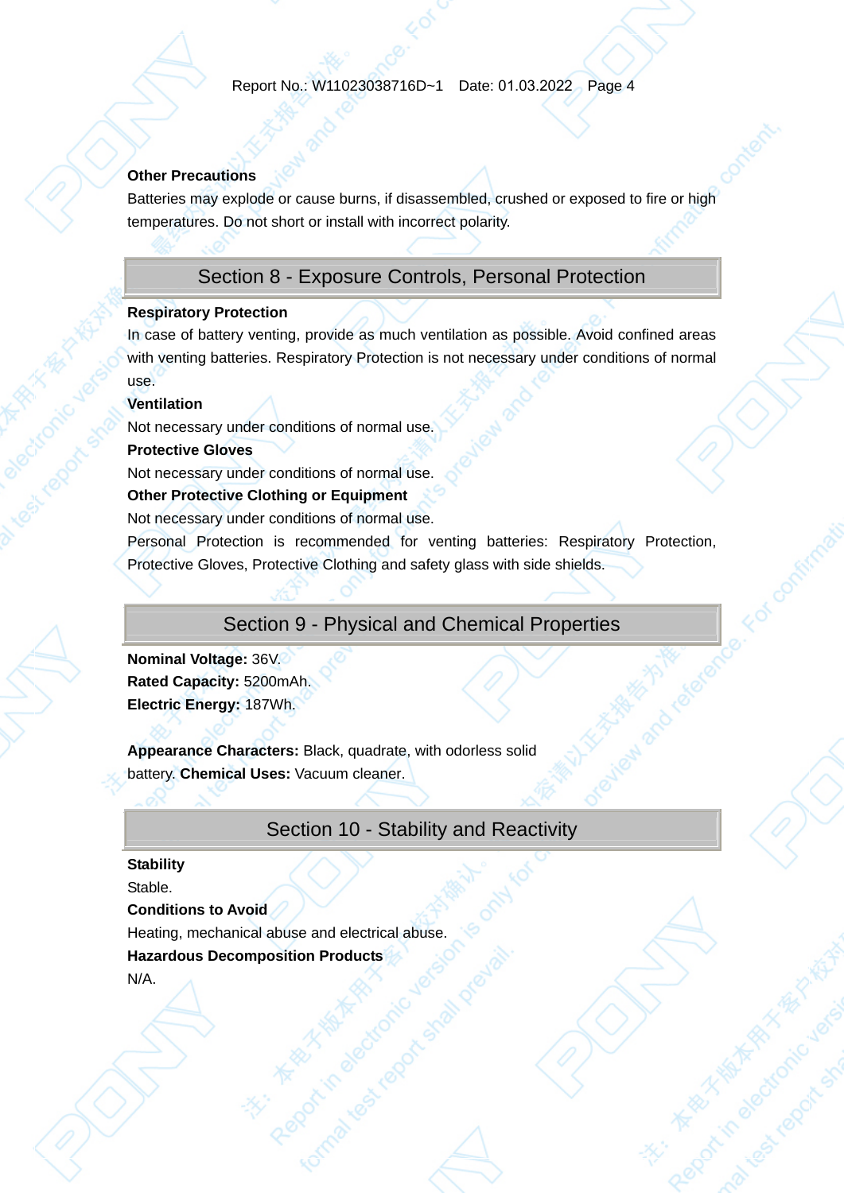**Other Precautions**

Batteries may explode or cause burns, if disassembled, crushed or exposed to fire or high temperatures. Do not short or install with incorrect polarity.

## Section 8 - Exposure Controls, Personal Protection

**Respiratory Protection**

In case of battery venting, provide as much ventilation as possible. Avoid confined areas with venting batteries. Respiratory Protection is not necessary under conditions of normal use.

**Ventilation**

Not necessary under conditions of normal use.

**Protective Gloves**

Not necessary under conditions of normal use.

**Other Protective Clothing or Equipment**

Not necessary under conditions of normal use.

Personal Protection is recommended for venting batteries: Respiratory Protection, Protective Gloves, Protective Clothing and safety glass with side shields.

## Section 9 - Physical and Chemical Properties

**Nominal Voltage:** 36V.
**Rated Capacity:** 5200mAh.
**Electric Energy:** 187Wh.

**Appearance Characters:** Black, quadrate, with odorless solid battery. **Chemical Uses:** Vacuum cleaner.

## Section 10 - Stability and Reactivity

**Stability**

Stable.

**Conditions to Avoid**

Heating, mechanical abuse and electrical abuse.

**Hazardous Decomposition Products**

N/A.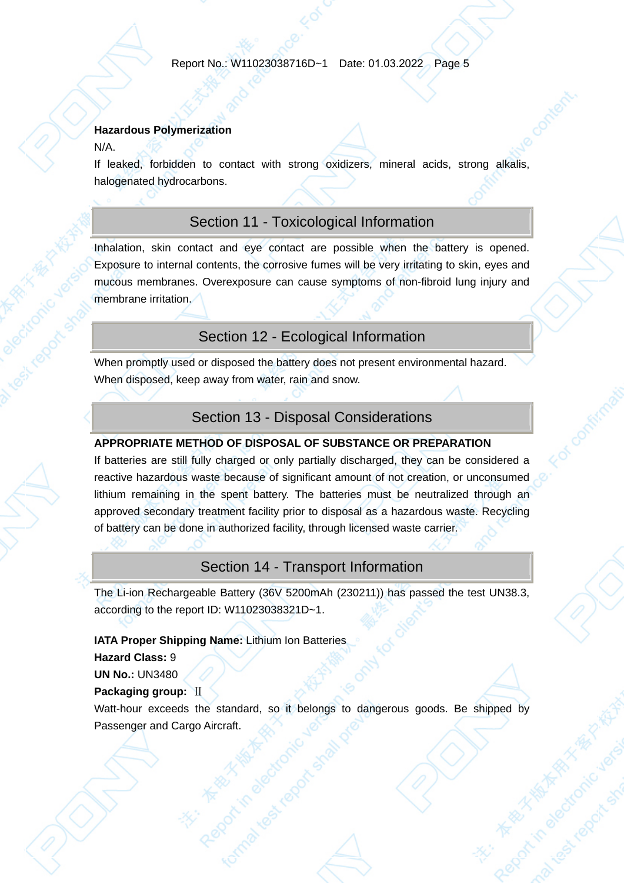**Hazardous Polymerization**

N/A.

If leaked, forbidden to contact with strong oxidizers, mineral acids, strong alkalis, halogenated hydrocarbons.

## Section 11 - Toxicological Information

Inhalation, skin contact and eye contact are possible when the battery is opened. Exposure to internal contents, the corrosive fumes will be very irritating to skin, eyes and mucous membranes. Overexposure can cause symptoms of non-fibroid lung injury and membrane irritation.

## Section 12 - Ecological Information

When promptly used or disposed the battery does not present environmental hazard.
When disposed, keep away from water, rain and snow.

## Section 13 - Disposal Considerations

**APPROPRIATE METHOD OF DISPOSAL OF SUBSTANCE OR PREPARATION**

If batteries are still fully charged or only partially discharged, they can be considered a reactive hazardous waste because of significant amount of not creation, or unconsumed lithium remaining in the spent battery. The batteries must be neutralized through an approved secondary treatment facility prior to disposal as a hazardous waste. Recycling of battery can be done in authorized facility, through licensed waste carrier.

## Section 14 - Transport Information

The Li-ion Rechargeable Battery (36V 5200mAh (230211)) has passed the test UN38.3, according to the report ID: W11023038321D~1.

**IATA Proper Shipping Name:** Lithium Ion Batteries
**Hazard Class:** 9
**UN No.:** UN3480
**Packaging group:** Ⅱ
Watt-hour exceeds the standard, so it belongs to dangerous goods. Be shipped by Passenger and Cargo Aircraft.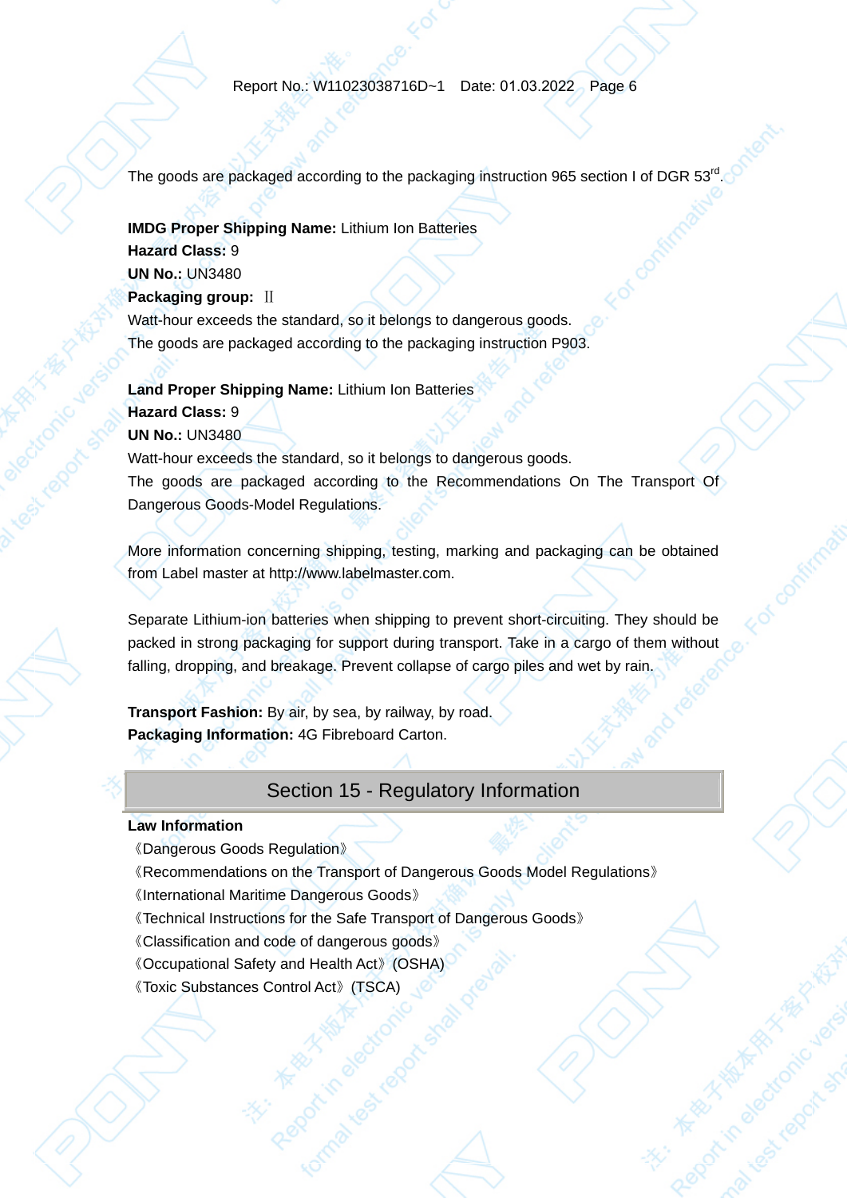The goods are packaged according to the packaging instruction 965 section I of DGR 53rd.

**IMDG Proper Shipping Name:** Lithium Ion Batteries
**Hazard Class:** 9
**UN No.:** UN3480
**Packaging group:** Ⅱ
Watt-hour exceeds the standard, so it belongs to dangerous goods.
The goods are packaged according to the packaging instruction P903.

**Land Proper Shipping Name:** Lithium Ion Batteries
**Hazard Class:** 9
**UN No.:** UN3480
Watt-hour exceeds the standard, so it belongs to dangerous goods.
The goods are packaged according to the Recommendations On The Transport Of Dangerous Goods-Model Regulations.

More information concerning shipping, testing, marking and packaging can be obtained from Label master at http://www.labelmaster.com.

Separate Lithium-ion batteries when shipping to prevent short-circuiting. They should be packed in strong packaging for support during transport. Take in a cargo of them without falling, dropping, and breakage. Prevent collapse of cargo piles and wet by rain.

**Transport Fashion:** By air, by sea, by railway, by road.
**Packaging Information:** 4G Fibreboard Carton.

## Section 15 - Regulatory Information

**Law Information**
《Dangerous Goods Regulation》
《Recommendations on the Transport of Dangerous Goods Model Regulations》
《International Maritime Dangerous Goods》
《Technical Instructions for the Safe Transport of Dangerous Goods》
《Classification and code of dangerous goods》
《Occupational Safety and Health Act》(OSHA)
《Toxic Substances Control Act》(TSCA)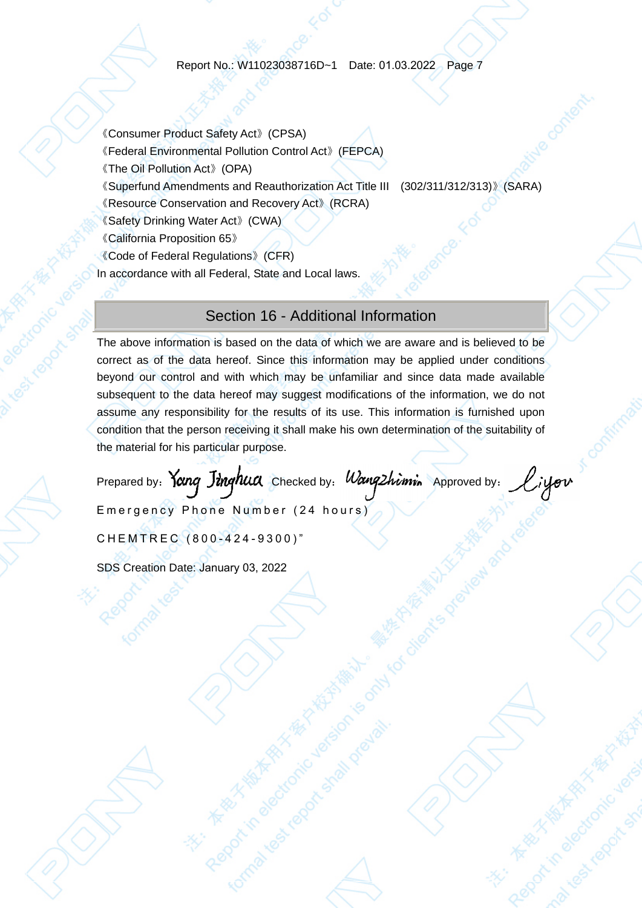《Consumer Product Safety Act》(CPSA)
《Federal Environmental Pollution Control Act》(FEPCA)
《The Oil Pollution Act》(OPA)
《Superfund Amendments and Reauthorization Act Title III (302/311/312/313)》(SARA)
《Resource Conservation and Recovery Act》(RCRA)
《Safety Drinking Water Act》(CWA)
《California Proposition 65》
《Code of Federal Regulations》(CFR)
In accordance with all Federal, State and Local laws.

## Section 16 - Additional Information

The above information is based on the data of which we are aware and is believed to be correct as of the data hereof. Since this information may be applied under conditions beyond our control and with which may be unfamiliar and since data made available subsequent to the data hereof may suggest modifications of the information, we do not assume any responsibility for the results of its use. This information is furnished upon condition that the person receiving it shall make his own determination of the suitability of the material for his particular purpose.

Prepared by: Yang Jinghua Checked by: Wangzhimin Approved by: Liyou

Emergency Phone Number (24 hours)

CHEMTREC (800-424-9300)"

SDS Creation Date: January 03, 2022